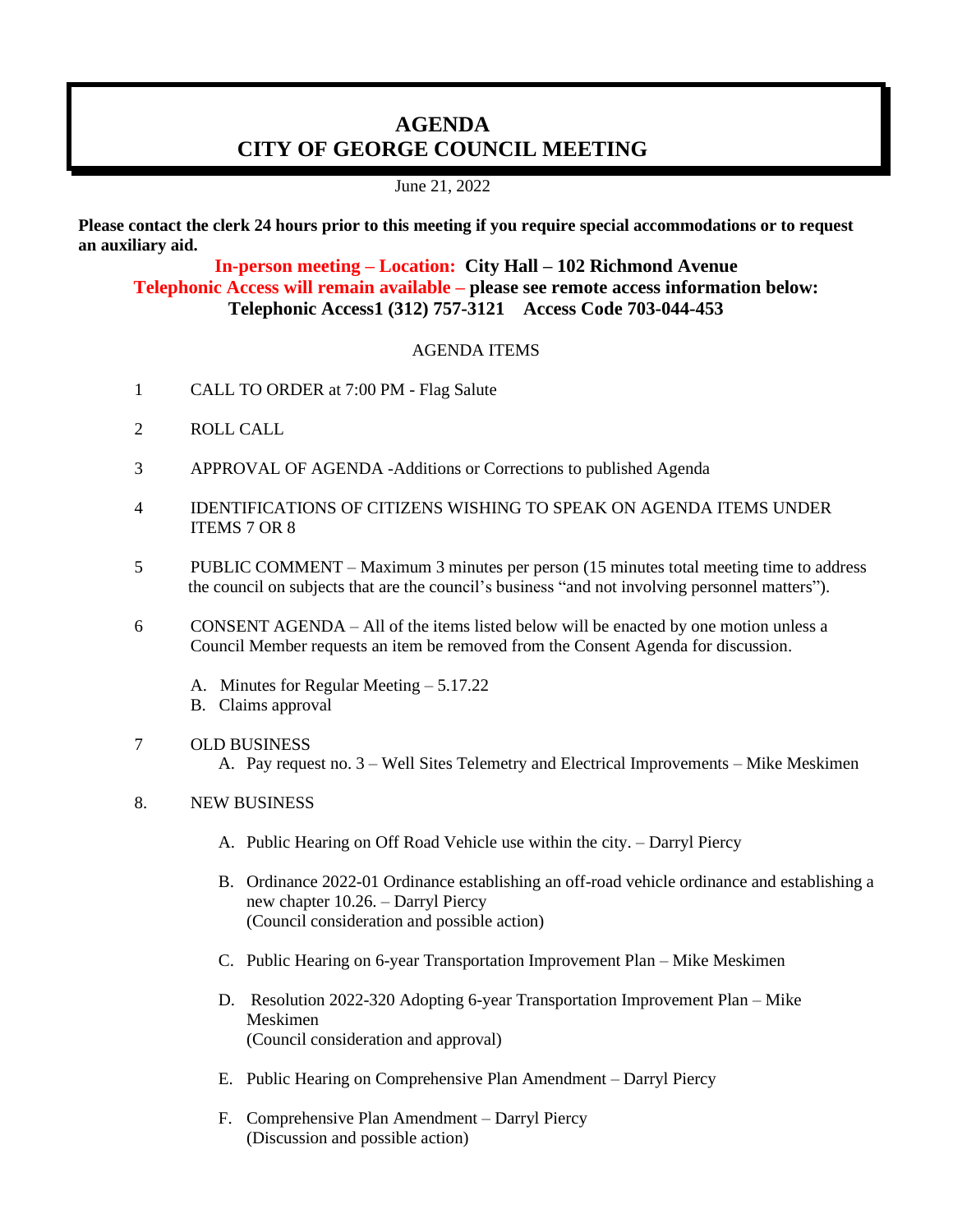# AGENDA
# CITY OF GEORGE COUNCIL MEETING

June 21, 2022

**Please contact the clerk 24 hours prior to this meeting if you require special accommodations or to request an auxiliary aid.**

**In-person meeting – Location: City Hall – 102 Richmond Avenue**
**Telephonic Access will remain available – please see remote access information below:**
**Telephonic Access1 (312) 757-3121 Access Code 703-044-453**

AGENDA ITEMS

1. CALL TO ORDER at 7:00 PM - Flag Salute

2. ROLL CALL

3. APPROVAL OF AGENDA -Additions or Corrections to published Agenda

4. IDENTIFICATIONS OF CITIZENS WISHING TO SPEAK ON AGENDA ITEMS UNDER ITEMS 7 OR 8

5. PUBLIC COMMENT – Maximum 3 minutes per person (15 minutes total meeting time to address the council on subjects that are the council's business "and not involving personnel matters").

6. CONSENT AGENDA – All of the items listed below will be enacted by one motion unless a Council Member requests an item be removed from the Consent Agenda for discussion.

   A. Minutes for Regular Meeting – 5.17.22
   B. Claims approval

7. OLD BUSINESS
   A. Pay request no. 3 – Well Sites Telemetry and Electrical Improvements – Mike Meskimen

8. NEW BUSINESS

   A. Public Hearing on Off Road Vehicle use within the city. – Darryl Piercy

   B. Ordinance 2022-01 Ordinance establishing an off-road vehicle ordinance and establishing a new chapter 10.26. – Darryl Piercy
      (Council consideration and possible action)

   C. Public Hearing on 6-year Transportation Improvement Plan – Mike Meskimen

   D. Resolution 2022-320 Adopting 6-year Transportation Improvement Plan – Mike Meskimen
      (Council consideration and approval)

   E. Public Hearing on Comprehensive Plan Amendment – Darryl Piercy

   F. Comprehensive Plan Amendment – Darryl Piercy
      (Discussion and possible action)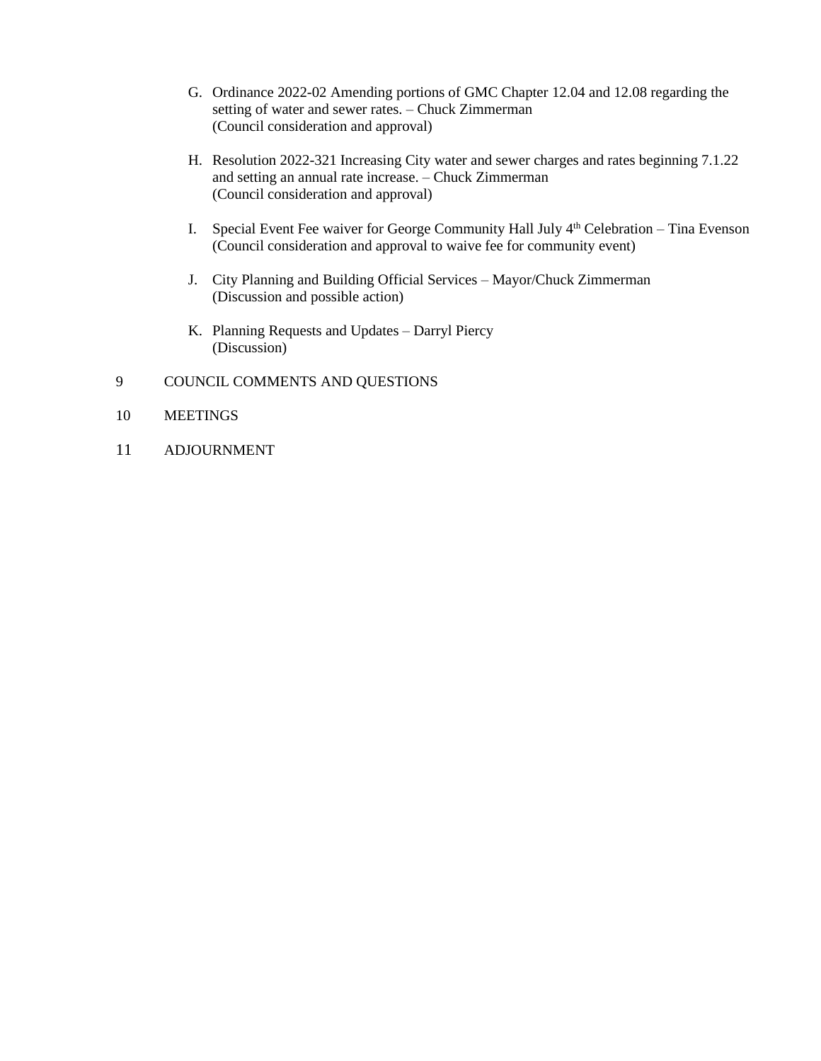G. Ordinance 2022-02 Amending portions of GMC Chapter 12.04 and 12.08 regarding the setting of water and sewer rates. – Chuck Zimmerman
(Council consideration and approval)

H. Resolution 2022-321 Increasing City water and sewer charges and rates beginning 7.1.22 and setting an annual rate increase. – Chuck Zimmerman
(Council consideration and approval)

I. Special Event Fee waiver for George Community Hall July 4th Celebration – Tina Evenson
(Council consideration and approval to waive fee for community event)

J. City Planning and Building Official Services – Mayor/Chuck Zimmerman
(Discussion and possible action)

K. Planning Requests and Updates – Darryl Piercy
(Discussion)

9 COUNCIL COMMENTS AND QUESTIONS

10 MEETINGS

11 ADJOURNMENT